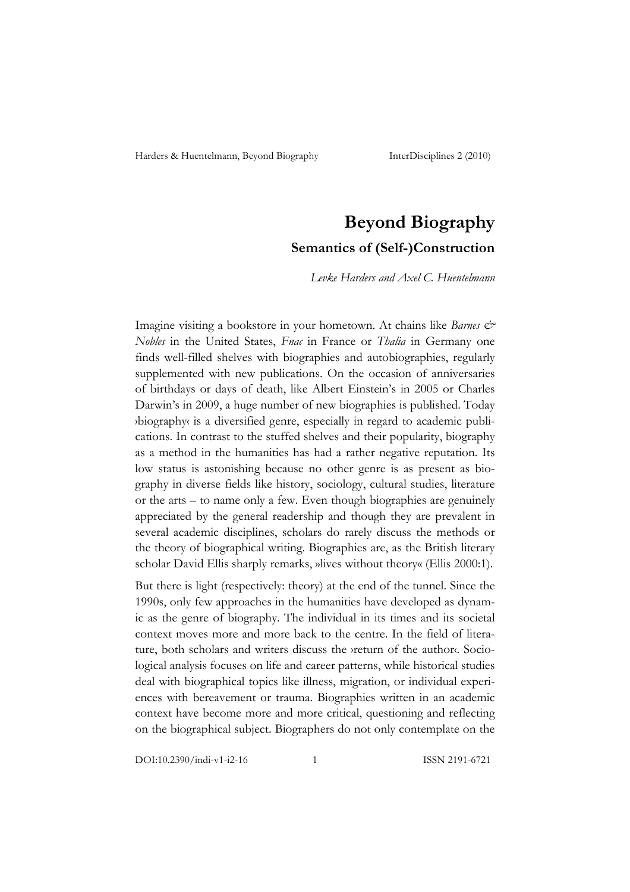# Beyond Biography

## Semantics of (Self-)Construction

*Levke Harders and Axel C. Huentelmann*

Imagine visiting a bookstore in your hometown. At chains like *Barnes & Nobles* in the United States, *Fnac* in France or *Thalia* in Germany one finds well-filled shelves with biographies and autobiographies, regularly supplemented with new publications. On the occasion of anniversaries of birthdays or days of death, like Albert Einstein's in 2005 or Charles Darwin's in 2009, a huge number of new biographies is published. Today ›biography‹ is a diversified genre, especially in regard to academic publications. In contrast to the stuffed shelves and their popularity, biography as a method in the humanities has had a rather negative reputation. Its low status is astonishing because no other genre is as present as biography in diverse fields like history, sociology, cultural studies, literature or the arts – to name only a few. Even though biographies are genuinely appreciated by the general readership and though they are prevalent in several academic disciplines, scholars do rarely discuss the methods or the theory of biographical writing. Biographies are, as the British literary scholar David Ellis sharply remarks, »lives without theory« (Ellis 2000:1).

But there is light (respectively: theory) at the end of the tunnel. Since the 1990s, only few approaches in the humanities have developed as dynamic as the genre of biography. The individual in its times and its societal context moves more and more back to the centre. In the field of literature, both scholars and writers discuss the ›return of the author‹. Sociological analysis focuses on life and career patterns, while historical studies deal with biographical topics like illness, migration, or individual experiences with bereavement or trauma. Biographies written in an academic context have become more and more critical, questioning and reflecting on the biographical subject. Biographers do not only contemplate on the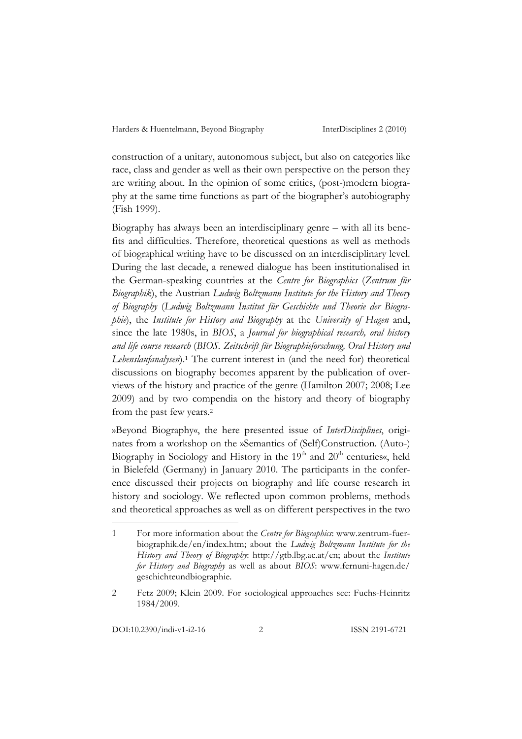construction of a unitary, autonomous subject, but also on categories like race, class and gender as well as their own perspective on the person they are writing about. In the opinion of some critics, (post-)modern biography at the same time functions as part of the biographer's autobiography (Fish 1999).

Biography has always been an interdisciplinary genre – with all its benefits and difficulties. Therefore, theoretical questions as well as methods of biographical writing have to be discussed on an interdisciplinary level. During the last decade, a renewed dialogue has been institutionalised in the German-speaking countries at the *Centre for Biographics* (*Zentrum für Biographik*), the Austrian *Ludwig Boltzmann Institute for the History and Theory of Biography* (*Ludwig Boltzmann Institut für Geschichte und Theorie der Biographie*), the *Institute for History and Biography* at the *University of Hagen* and, since the late 1980s, in *BIOS*, a *Journal for biographical research, oral history and life course research* (*BIOS. Zeitschrift für Biographieforschung, Oral History und Lebenslaufanalysen*).[1] The current interest in (and the need for) theoretical discussions on biography becomes apparent by the publication of overviews of the history and practice of the genre (Hamilton 2007; 2008; Lee 2009) and by two compendia on the history and theory of biography from the past few years.[2]

»Beyond Biography«, the here presented issue of *InterDisciplines*, originates from a workshop on the »Semantics of (Self)Construction. (Auto-) Biography in Sociology and History in the 19th and 20th centuries«, held in Bielefeld (Germany) in January 2010. The participants in the conference discussed their projects on biography and life course research in history and sociology. We reflected upon common problems, methods and theoretical approaches as well as on different perspectives in the two

---

1 For more information about the *Centre for Biographics*: www.zentrum-fuer-biographik.de/en/index.htm; about the *Ludwig Boltzmann Institute for the History and Theory of Biography*: http://gtb.lbg.ac.at/en; about the *Institute for History and Biography* as well as about *BIOS*: www.fernuni-hagen.de/geschichteundbiographie.

2 Fetz 2009; Klein 2009. For sociological approaches see: Fuchs-Heinritz 1984/2009.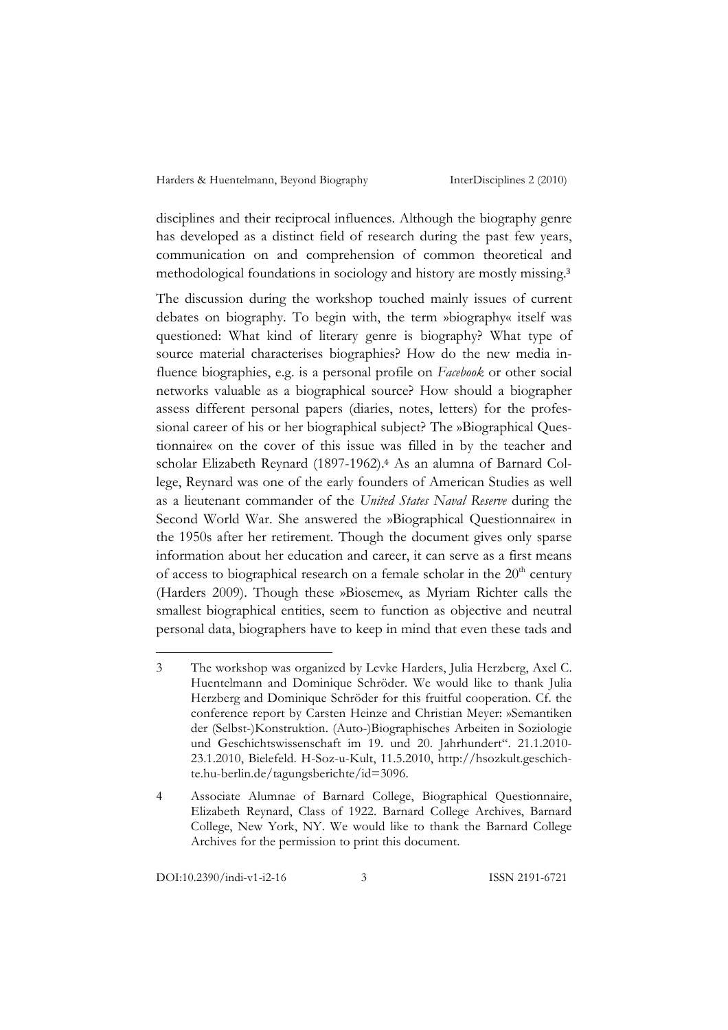disciplines and their reciprocal influences. Although the biography genre has developed as a distinct field of research during the past few years, communication on and comprehension of common theoretical and methodological foundations in sociology and history are mostly missing.[3]

The discussion during the workshop touched mainly issues of current debates on biography. To begin with, the term »biography« itself was questioned: What kind of literary genre is biography? What type of source material characterises biographies? How do the new media influence biographies, e.g. is a personal profile on *Facebook* or other social networks valuable as a biographical source? How should a biographer assess different personal papers (diaries, notes, letters) for the professional career of his or her biographical subject? The »Biographical Questionnaire« on the cover of this issue was filled in by the teacher and scholar Elizabeth Reynard (1897-1962).[4] As an alumna of Barnard College, Reynard was one of the early founders of American Studies as well as a lieutenant commander of the *United States Naval Reserve* during the Second World War. She answered the »Biographical Questionnaire« in the 1950s after her retirement. Though the document gives only sparse information about her education and career, it can serve as a first means of access to biographical research on a female scholar in the 20th century (Harders 2009). Though these »Bioseme«, as Myriam Richter calls the smallest biographical entities, seem to function as objective and neutral personal data, biographers have to keep in mind that even these tads and

---

3 The workshop was organized by Levke Harders, Julia Herzberg, Axel C. Huentelmann and Dominique Schröder. We would like to thank Julia Herzberg and Dominique Schröder for this fruitful cooperation. Cf. the conference report by Carsten Heinze and Christian Meyer: »Semantiken der (Selbst-)Konstruktion. (Auto-)Biographisches Arbeiten in Soziologie und Geschichtswissenschaft im 19. und 20. Jahrhundert". 21.1.2010-23.1.2010, Bielefeld. H-Soz-u-Kult, 11.5.2010, http://hsozkult.geschichte.hu-berlin.de/tagungsberichte/id=3096.

4 Associate Alumnae of Barnard College, Biographical Questionnaire, Elizabeth Reynard, Class of 1922. Barnard College Archives, Barnard College, New York, NY. We would like to thank the Barnard College Archives for the permission to print this document.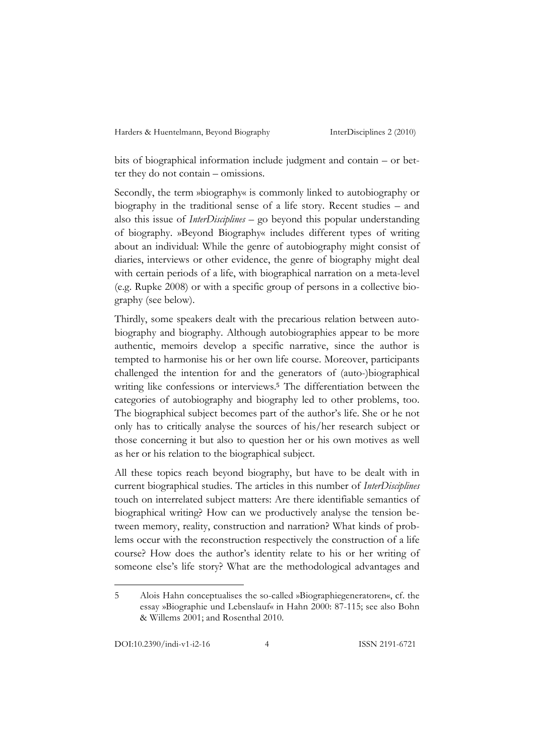bits of biographical information include judgment and contain – or better they do not contain – omissions.

Secondly, the term »biography« is commonly linked to autobiography or biography in the traditional sense of a life story. Recent studies – and also this issue of *InterDisciplines* – go beyond this popular understanding of biography. »Beyond Biography« includes different types of writing about an individual: While the genre of autobiography might consist of diaries, interviews or other evidence, the genre of biography might deal with certain periods of a life, with biographical narration on a meta-level (e.g. Rupke 2008) or with a specific group of persons in a collective biography (see below).

Thirdly, some speakers dealt with the precarious relation between autobiography and biography. Although autobiographies appear to be more authentic, memoirs develop a specific narrative, since the author is tempted to harmonise his or her own life course. Moreover, participants challenged the intention for and the generators of (auto-)biographical writing like confessions or interviews.[5] The differentiation between the categories of autobiography and biography led to other problems, too. The biographical subject becomes part of the author's life. She or he not only has to critically analyse the sources of his/her research subject or those concerning it but also to question her or his own motives as well as her or his relation to the biographical subject.

All these topics reach beyond biography, but have to be dealt with in current biographical studies. The articles in this number of *InterDisciplines* touch on interrelated subject matters: Are there identifiable semantics of biographical writing? How can we productively analyse the tension between memory, reality, construction and narration? What kinds of problems occur with the reconstruction respectively the construction of a life course? How does the author's identity relate to his or her writing of someone else's life story? What are the methodological advantages and

---

5 Alois Hahn conceptualises the so-called »Biographiegeneratoren«, cf. the essay »Biographie und Lebenslauf« in Hahn 2000: 87-115; see also Bohn & Willems 2001; and Rosenthal 2010.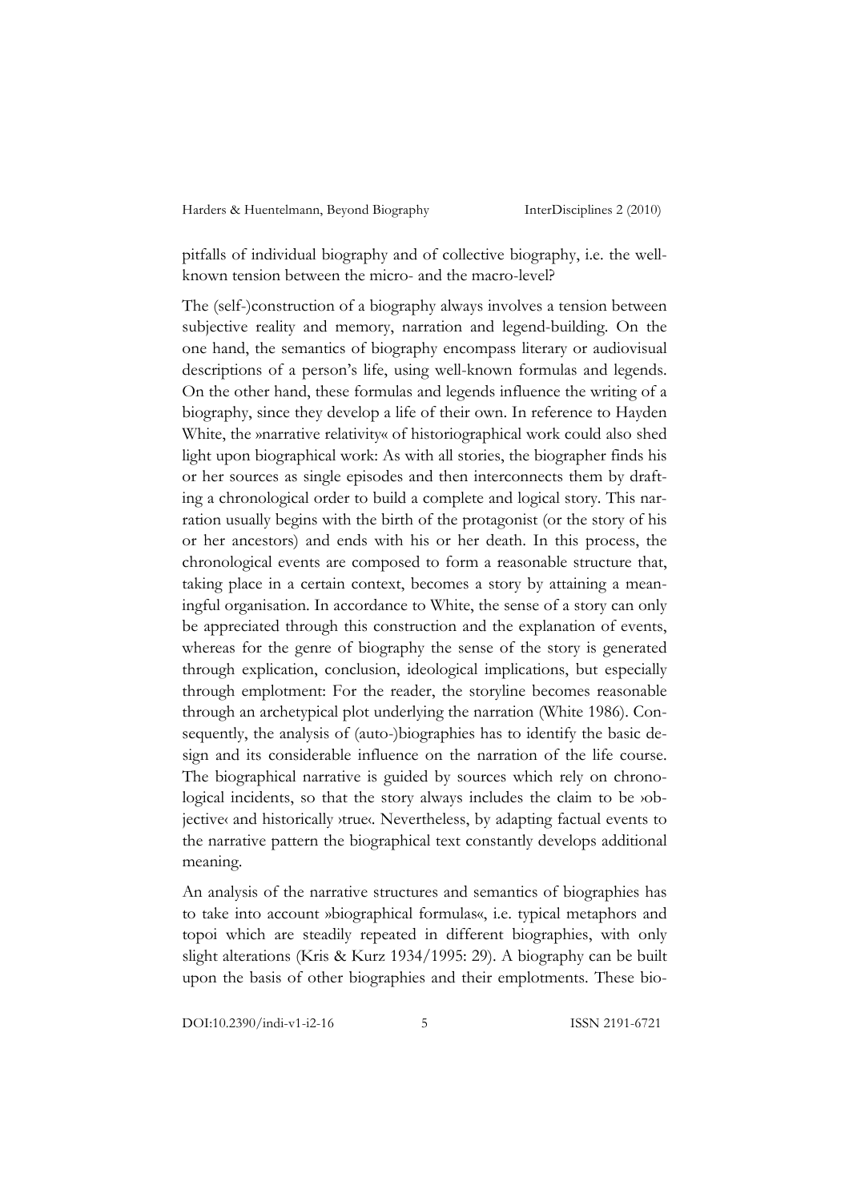pitfalls of individual biography and of collective biography, i.e. the well-known tension between the micro- and the macro-level?

The (self-)construction of a biography always involves a tension between subjective reality and memory, narration and legend-building. On the one hand, the semantics of biography encompass literary or audiovisual descriptions of a person's life, using well-known formulas and legends. On the other hand, these formulas and legends influence the writing of a biography, since they develop a life of their own. In reference to Hayden White, the »narrative relativity« of historiographical work could also shed light upon biographical work: As with all stories, the biographer finds his or her sources as single episodes and then interconnects them by drafting a chronological order to build a complete and logical story. This narration usually begins with the birth of the protagonist (or the story of his or her ancestors) and ends with his or her death. In this process, the chronological events are composed to form a reasonable structure that, taking place in a certain context, becomes a story by attaining a meaningful organisation. In accordance to White, the sense of a story can only be appreciated through this construction and the explanation of events, whereas for the genre of biography the sense of the story is generated through explication, conclusion, ideological implications, but especially through emplotment: For the reader, the storyline becomes reasonable through an archetypical plot underlying the narration (White 1986). Consequently, the analysis of (auto-)biographies has to identify the basic design and its considerable influence on the narration of the life course. The biographical narrative is guided by sources which rely on chronological incidents, so that the story always includes the claim to be ›objective‹ and historically ›true‹. Nevertheless, by adapting factual events to the narrative pattern the biographical text constantly develops additional meaning.

An analysis of the narrative structures and semantics of biographies has to take into account »biographical formulas«, i.e. typical metaphors and topoi which are steadily repeated in different biographies, with only slight alterations (Kris & Kurz 1934/1995: 29). A biography can be built upon the basis of other biographies and their emplotments. These bio-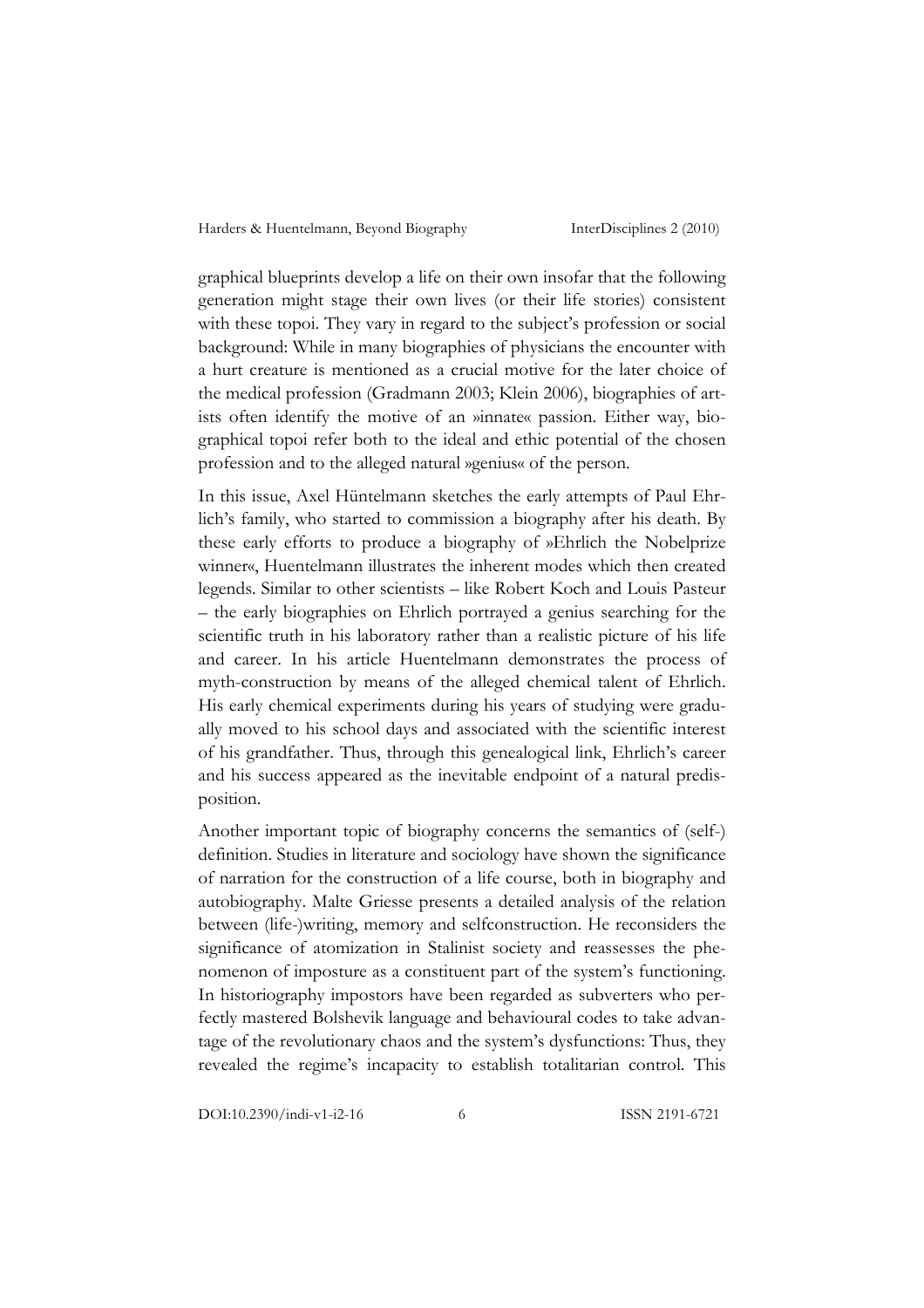graphical blueprints develop a life on their own insofar that the following generation might stage their own lives (or their life stories) consistent with these topoi. They vary in regard to the subject's profession or social background: While in many biographies of physicians the encounter with a hurt creature is mentioned as a crucial motive for the later choice of the medical profession (Gradmann 2003; Klein 2006), biographies of artists often identify the motive of an »innate« passion. Either way, biographical topoi refer both to the ideal and ethic potential of the chosen profession and to the alleged natural »genius« of the person.

In this issue, Axel Hüntelmann sketches the early attempts of Paul Ehrlich's family, who started to commission a biography after his death. By these early efforts to produce a biography of »Ehrlich the Nobelprize winner«, Huentelmann illustrates the inherent modes which then created legends. Similar to other scientists – like Robert Koch and Louis Pasteur – the early biographies on Ehrlich portrayed a genius searching for the scientific truth in his laboratory rather than a realistic picture of his life and career. In his article Huentelmann demonstrates the process of myth-construction by means of the alleged chemical talent of Ehrlich. His early chemical experiments during his years of studying were gradually moved to his school days and associated with the scientific interest of his grandfather. Thus, through this genealogical link, Ehrlich's career and his success appeared as the inevitable endpoint of a natural predisposition.

Another important topic of biography concerns the semantics of (self-) definition. Studies in literature and sociology have shown the significance of narration for the construction of a life course, both in biography and autobiography. Malte Griesse presents a detailed analysis of the relation between (life-)writing, memory and selfconstruction. He reconsiders the significance of atomization in Stalinist society and reassesses the phenomenon of imposture as a constituent part of the system's functioning. In historiography impostors have been regarded as subverters who perfectly mastered Bolshevik language and behavioural codes to take advantage of the revolutionary chaos and the system's dysfunctions: Thus, they revealed the regime's incapacity to establish totalitarian control. This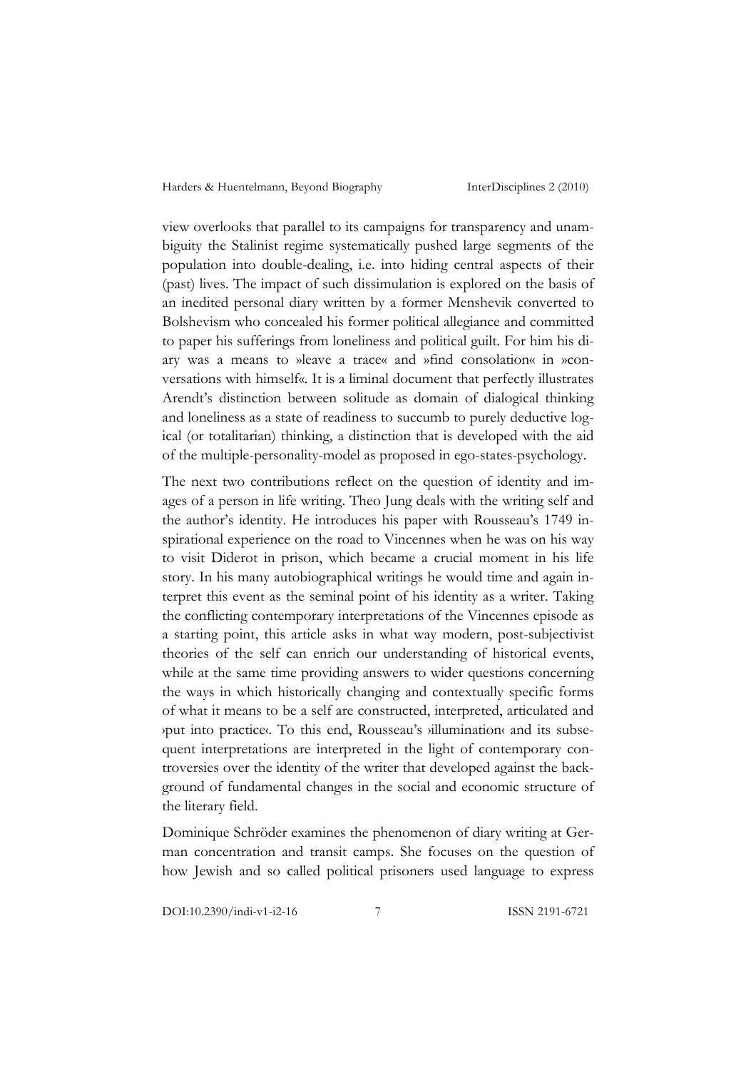view overlooks that parallel to its campaigns for transparency and unambiguity the Stalinist regime systematically pushed large segments of the population into double-dealing, i.e. into hiding central aspects of their (past) lives. The impact of such dissimulation is explored on the basis of an inedited personal diary written by a former Menshevik converted to Bolshevism who concealed his former political allegiance and committed to paper his sufferings from loneliness and political guilt. For him his diary was a means to »leave a trace« and »find consolation« in »conversations with himself«. It is a liminal document that perfectly illustrates Arendt's distinction between solitude as domain of dialogical thinking and loneliness as a state of readiness to succumb to purely deductive logical (or totalitarian) thinking, a distinction that is developed with the aid of the multiple-personality-model as proposed in ego-states-psychology.

The next two contributions reflect on the question of identity and images of a person in life writing. Theo Jung deals with the writing self and the author's identity. He introduces his paper with Rousseau's 1749 inspirational experience on the road to Vincennes when he was on his way to visit Diderot in prison, which became a crucial moment in his life story. In his many autobiographical writings he would time and again interpret this event as the seminal point of his identity as a writer. Taking the conflicting contemporary interpretations of the Vincennes episode as a starting point, this article asks in what way modern, post-subjectivist theories of the self can enrich our understanding of historical events, while at the same time providing answers to wider questions concerning the ways in which historically changing and contextually specific forms of what it means to be a self are constructed, interpreted, articulated and ›put into practice‹. To this end, Rousseau's ›illumination‹ and its subsequent interpretations are interpreted in the light of contemporary controversies over the identity of the writer that developed against the background of fundamental changes in the social and economic structure of the literary field.

Dominique Schröder examines the phenomenon of diary writing at German concentration and transit camps. She focuses on the question of how Jewish and so called political prisoners used language to express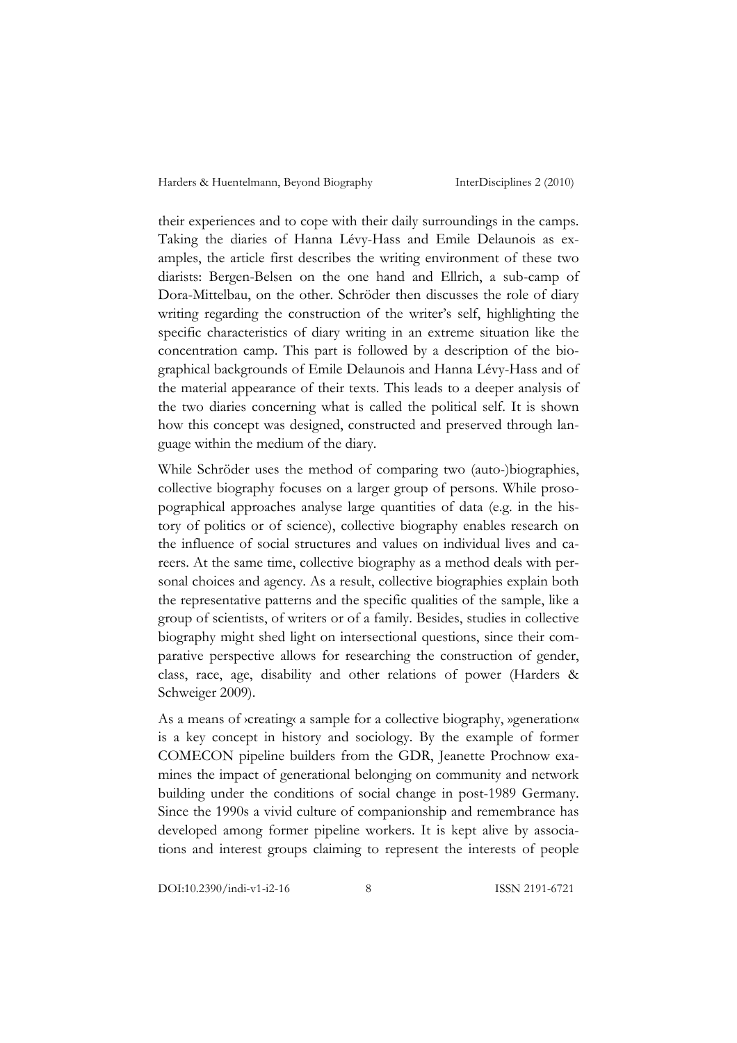their experiences and to cope with their daily surroundings in the camps. Taking the diaries of Hanna Lévy-Hass and Emile Delaunois as examples, the article first describes the writing environment of these two diarists: Bergen-Belsen on the one hand and Ellrich, a sub-camp of Dora-Mittelbau, on the other. Schröder then discusses the role of diary writing regarding the construction of the writer's self, highlighting the specific characteristics of diary writing in an extreme situation like the concentration camp. This part is followed by a description of the biographical backgrounds of Emile Delaunois and Hanna Lévy-Hass and of the material appearance of their texts. This leads to a deeper analysis of the two diaries concerning what is called the political self. It is shown how this concept was designed, constructed and preserved through language within the medium of the diary.

While Schröder uses the method of comparing two (auto-)biographies, collective biography focuses on a larger group of persons. While prosopographical approaches analyse large quantities of data (e.g. in the history of politics or of science), collective biography enables research on the influence of social structures and values on individual lives and careers. At the same time, collective biography as a method deals with personal choices and agency. As a result, collective biographies explain both the representative patterns and the specific qualities of the sample, like a group of scientists, of writers or of a family. Besides, studies in collective biography might shed light on intersectional questions, since their comparative perspective allows for researching the construction of gender, class, race, age, disability and other relations of power (Harders & Schweiger 2009).

As a means of ›creating‹ a sample for a collective biography, »generation« is a key concept in history and sociology. By the example of former COMECON pipeline builders from the GDR, Jeanette Prochnow examines the impact of generational belonging on community and network building under the conditions of social change in post-1989 Germany. Since the 1990s a vivid culture of companionship and remembrance has developed among former pipeline workers. It is kept alive by associations and interest groups claiming to represent the interests of people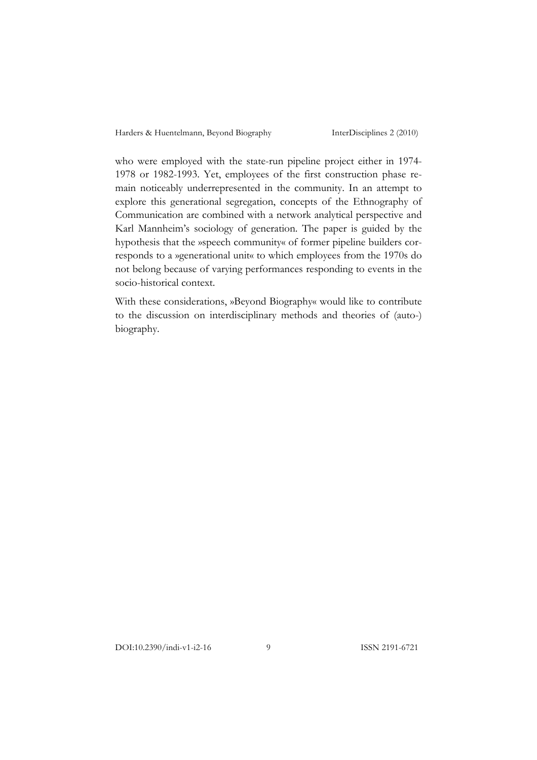who were employed with the state-run pipeline project either in 1974-1978 or 1982-1993. Yet, employees of the first construction phase remain noticeably underrepresented in the community. In an attempt to explore this generational segregation, concepts of the Ethnography of Communication are combined with a network analytical perspective and Karl Mannheim's sociology of generation. The paper is guided by the hypothesis that the »speech community« of former pipeline builders corresponds to a »generational unit« to which employees from the 1970s do not belong because of varying performances responding to events in the socio-historical context.

With these considerations, »Beyond Biography« would like to contribute to the discussion on interdisciplinary methods and theories of (auto-) biography.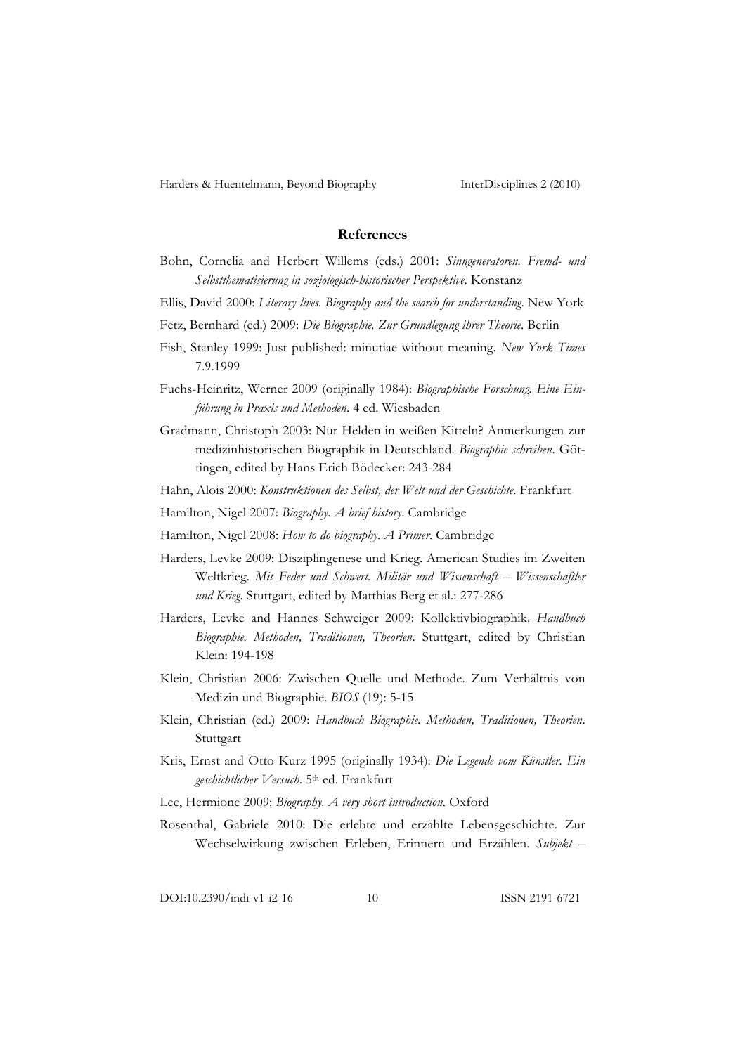## References

Bohn, Cornelia and Herbert Willems (eds.) 2001: *Sinngeneratoren. Fremd- und Selbstthematisierung in soziologisch-historischer Perspektive*. Konstanz

Ellis, David 2000: *Literary lives. Biography and the search for understanding*. New York

Fetz, Bernhard (ed.) 2009: *Die Biographie. Zur Grundlegung ihrer Theorie*. Berlin

Fish, Stanley 1999: Just published: minutiae without meaning. *New York Times* 7.9.1999

Fuchs-Heinritz, Werner 2009 (originally 1984): *Biographische Forschung. Eine Einführung in Praxis und Methoden*. 4 ed. Wiesbaden

Gradmann, Christoph 2003: Nur Helden in weißen Kitteln? Anmerkungen zur medizinhistorischen Biographik in Deutschland. *Biographie schreiben*. Göttingen, edited by Hans Erich Bödecker: 243-284

Hahn, Alois 2000: *Konstruktionen des Selbst, der Welt und der Geschichte*. Frankfurt

Hamilton, Nigel 2007: *Biography. A brief history*. Cambridge

Hamilton, Nigel 2008: *How to do biography. A Primer*. Cambridge

Harders, Levke 2009: Disziplingenese und Krieg. American Studies im Zweiten Weltkrieg. *Mit Feder und Schwert. Militär und Wissenschaft – Wissenschaftler und Krieg*. Stuttgart, edited by Matthias Berg et al.: 277-286

Harders, Levke and Hannes Schweiger 2009: Kollektivbiographik. *Handbuch Biographie. Methoden, Traditionen, Theorien*. Stuttgart, edited by Christian Klein: 194-198

Klein, Christian 2006: Zwischen Quelle und Methode. Zum Verhältnis von Medizin und Biographie. *BIOS* (19): 5-15

Klein, Christian (ed.) 2009: *Handbuch Biographie. Methoden, Traditionen, Theorien*. Stuttgart

Kris, Ernst and Otto Kurz 1995 (originally 1934): *Die Legende vom Künstler. Ein geschichtlicher Versuch*. 5th ed. Frankfurt

Lee, Hermione 2009: *Biography. A very short introduction*. Oxford

Rosenthal, Gabriele 2010: Die erlebte und erzählte Lebensgeschichte. Zur Wechselwirkung zwischen Erleben, Erinnern und Erzählen. *Subjekt –*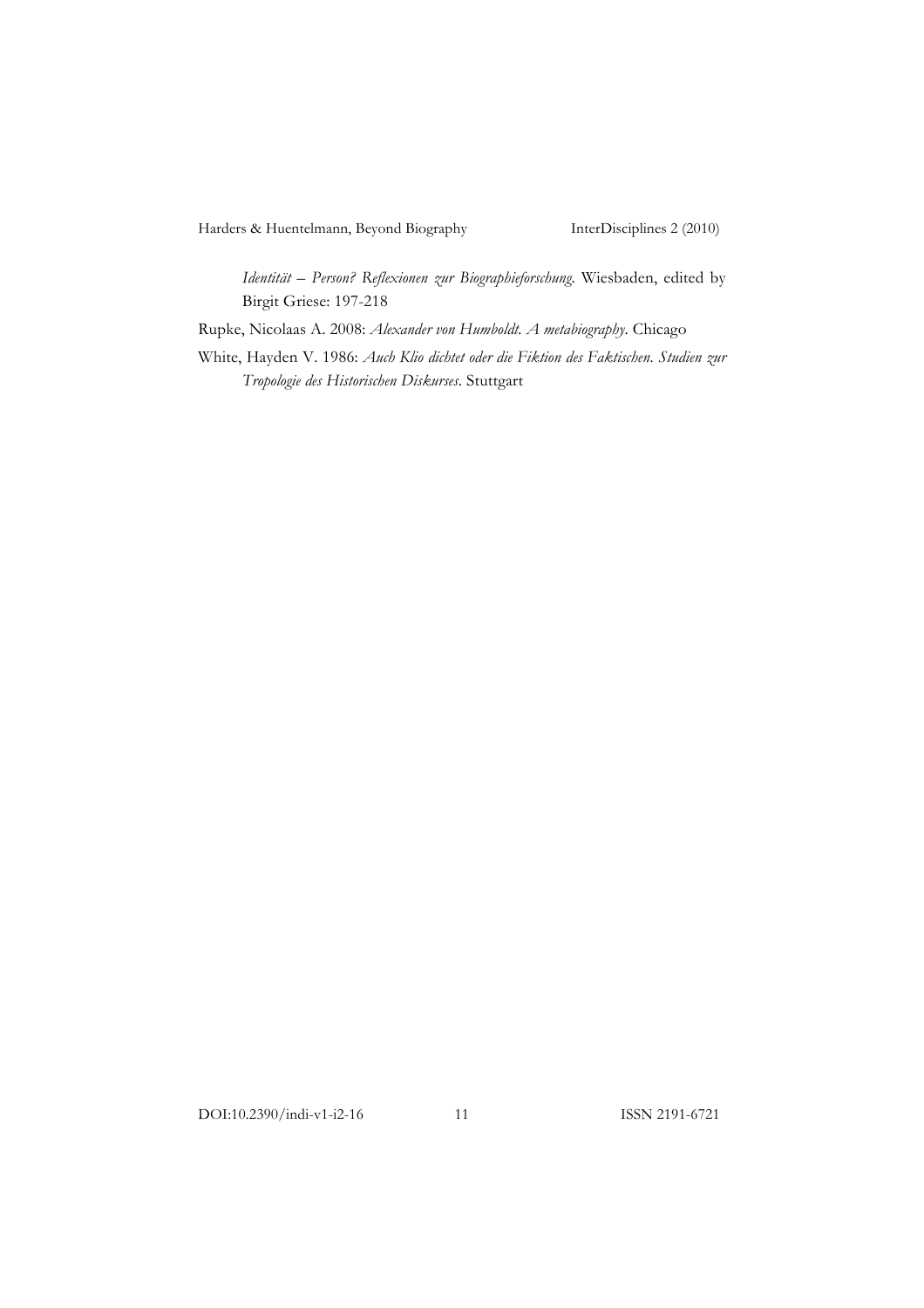*Identität – Person? Reflexionen zur Biographieforschung*. Wiesbaden, edited by Birgit Griese: 197-218

Rupke, Nicolaas A. 2008: *Alexander von Humboldt. A metabiography*. Chicago

White, Hayden V. 1986: *Auch Klio dichtet oder die Fiktion des Faktischen. Studien zur Tropologie des Historischen Diskurses*. Stuttgart